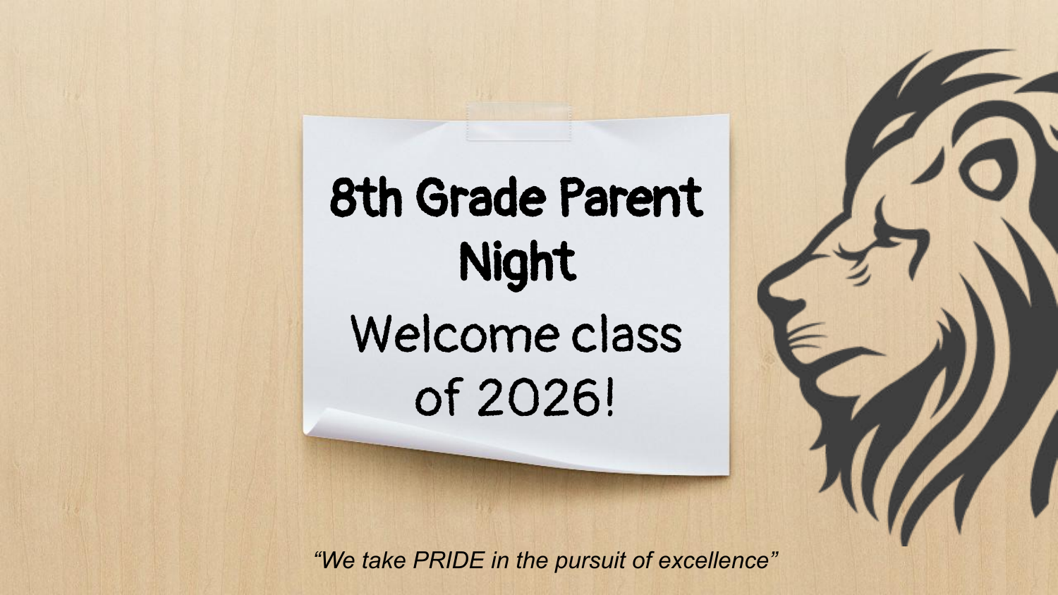# 8th Grade Parent Night

## Welcome class of 2026!

*"We take PRIDE in the pursuit of excellence"*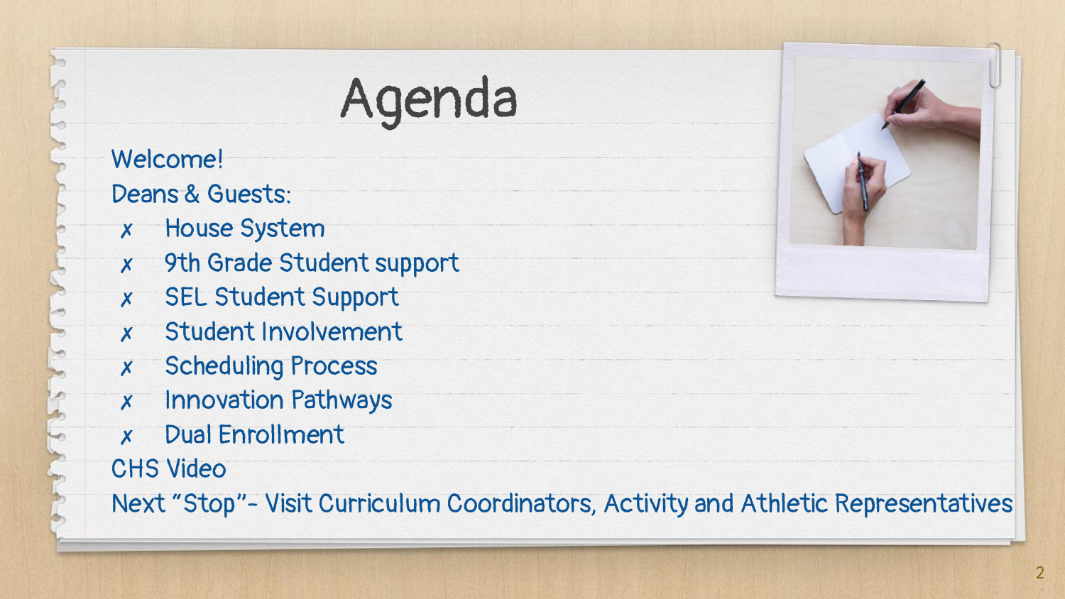# Agenda

Welcome!

Deans & Guests:

- House System
- 9th Grade Student support
- SEL Student Support
- Student Involvement
- Scheduling Process
- Innovation Pathways
- Dual Enrollment

CHS Video

Next "Stop"- Visit Curriculum Coordinators, Activity and Athletic Representatives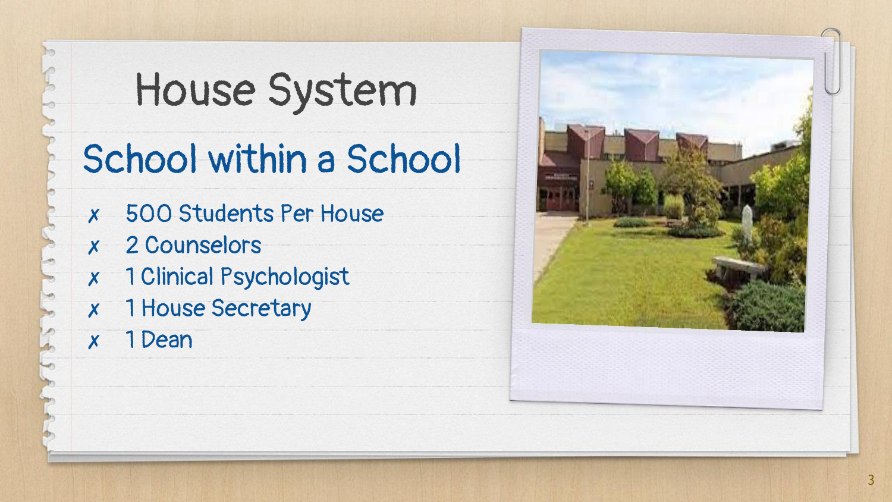# House System

## School within a School

- ✗ 500 Students Per House
- ✗ 2 Counselors
- ✗ 1 Clinical Psychologist
- ✗ 1 House Secretary
- ✗ 1 Dean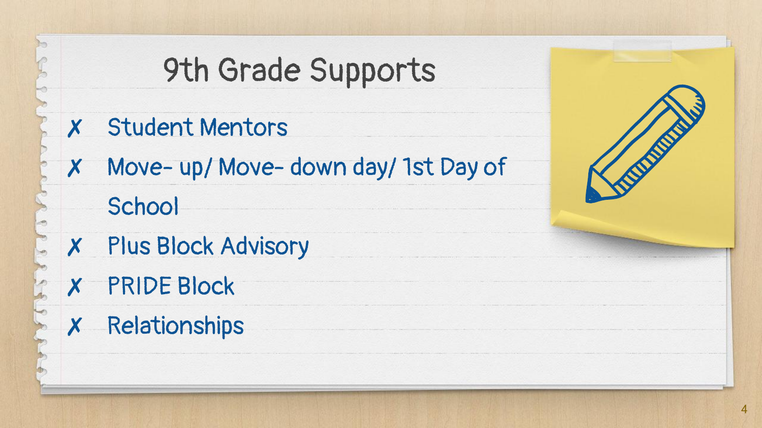# 9th Grade Supports

- ✗ Student Mentors
- ✗ Move- up/ Move- down day/ 1st Day of School
- ✗ Plus Block Advisory
- ✗ PRIDE Block
- ✗ Relationships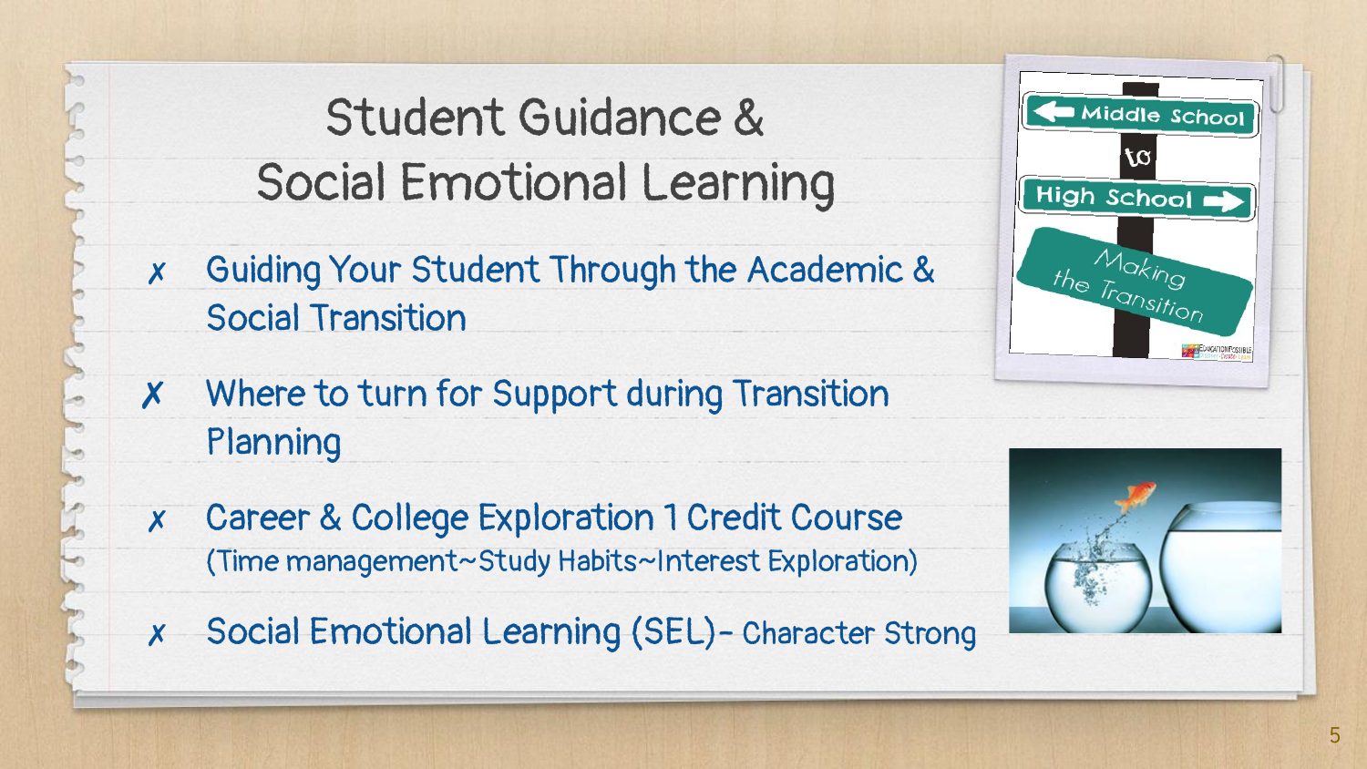# Student Guidance & Social Emotional Learning

- Guiding Your Student Through the Academic & Social Transition
- Where to turn for Support during Transition Planning
- Career & College Exploration 1 Credit Course (Time management~Study Habits~Interest Exploration)
- Social Emotional Learning (SEL)- Character Strong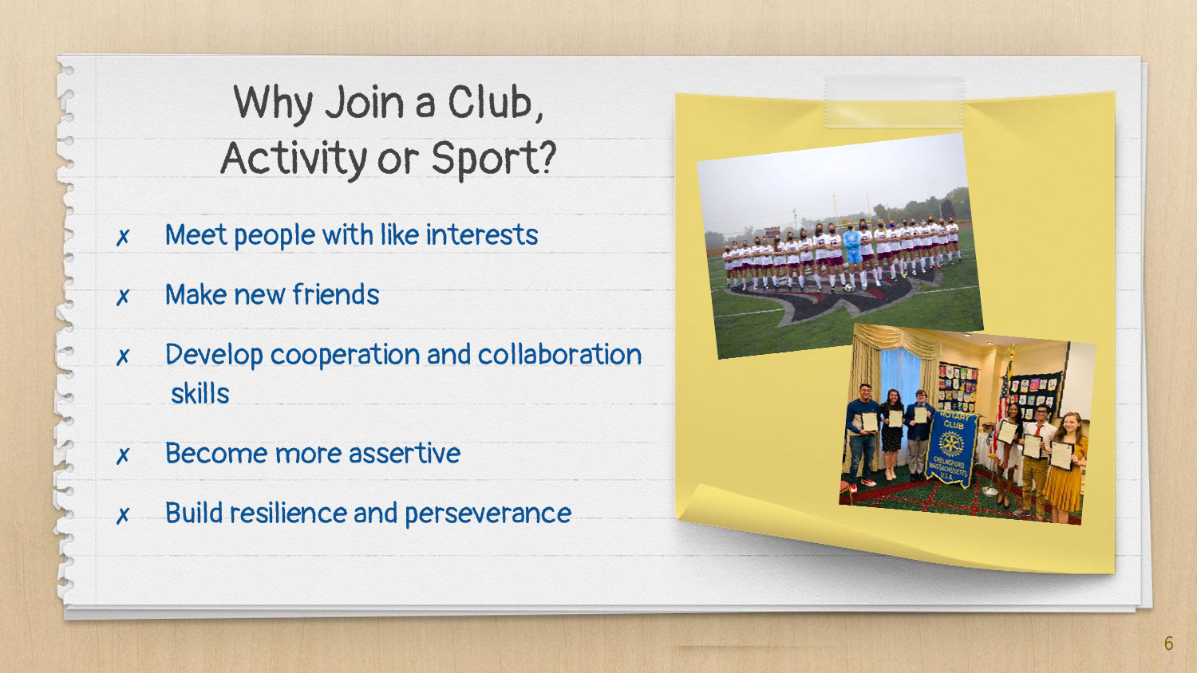# Why Join a Club, Activity or Sport?

- Meet people with like interests
- Make new friends
- Develop cooperation and collaboration skills
- Become more assertive
- Build resilience and perseverance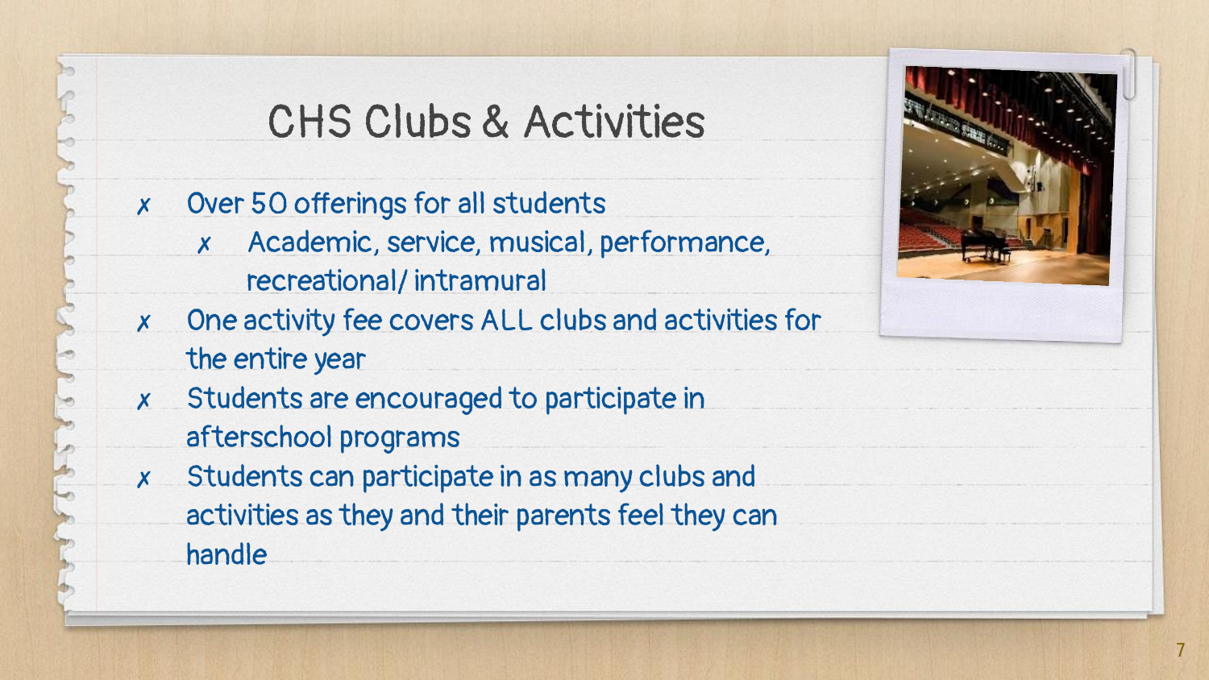# CHS Clubs & Activities

- Over 50 offerings for all students
  - Academic, service, musical, performance, recreational/ intramural
- One activity fee covers ALL clubs and activities for the entire year
- Students are encouraged to participate in afterschool programs
- Students can participate in as many clubs and activities as they and their parents feel they can handle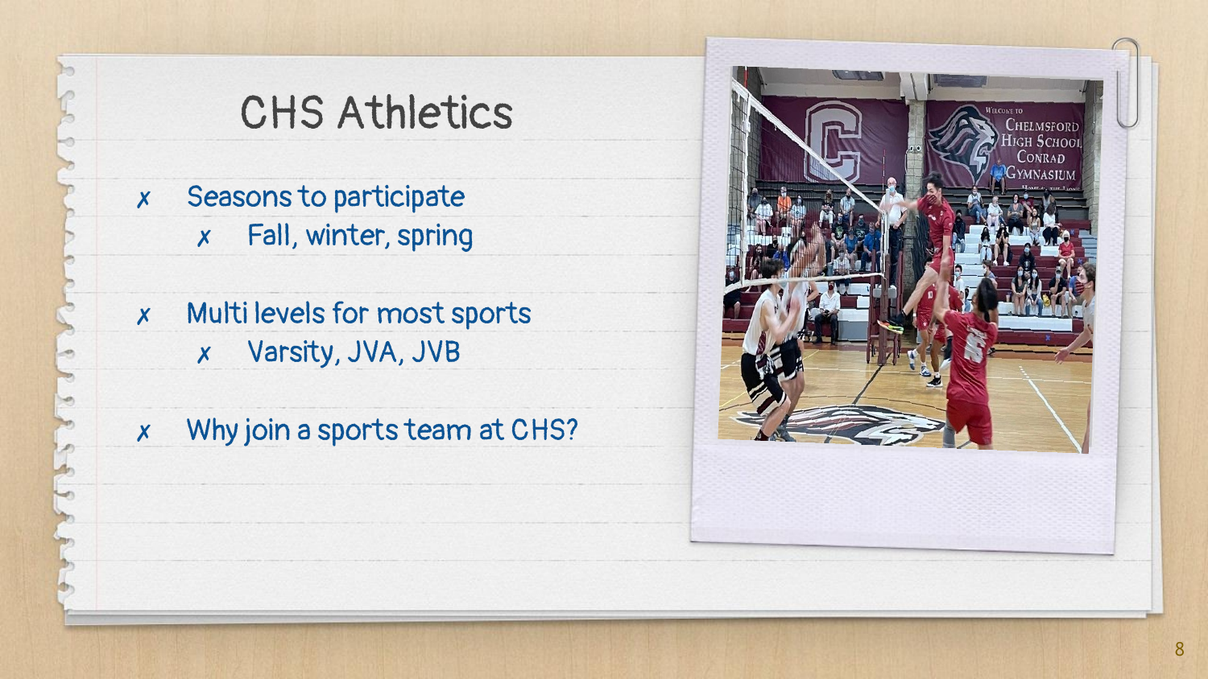# CHS Athletics

- Seasons to participate
  - Fall, winter, spring
- Multi levels for most sports
  - Varsity, JVA, JVB
- Why join a sports team at CHS?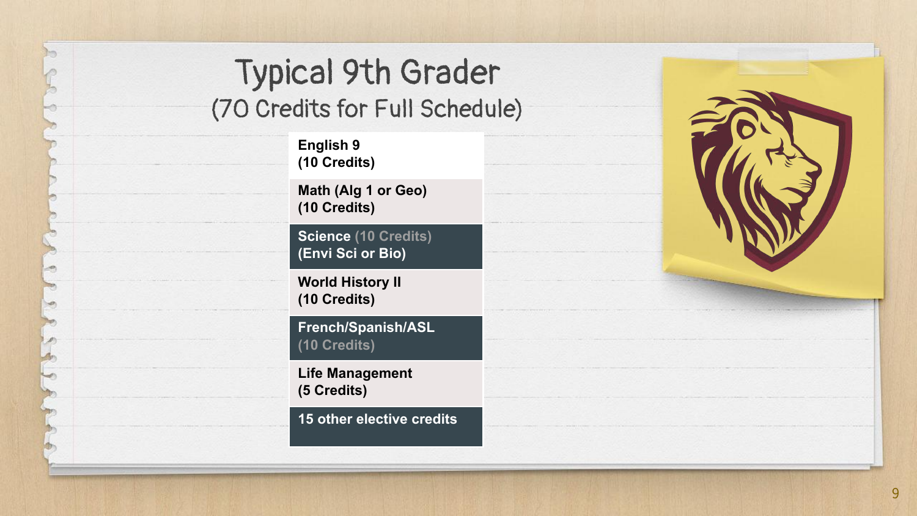# Typical 9th Grader

## (70 Credits for Full Schedule)

| |
|---|
| **English 9 (10 Credits)** |
| **Math (Alg 1 or Geo) (10 Credits)** |
| **Science (10 Credits) (Envi Sci or Bio)** |
| **World History II (10 Credits)** |
| **French/Spanish/ASL (10 Credits)** |
| **Life Management (5 Credits)** |
| **15 other elective credits** |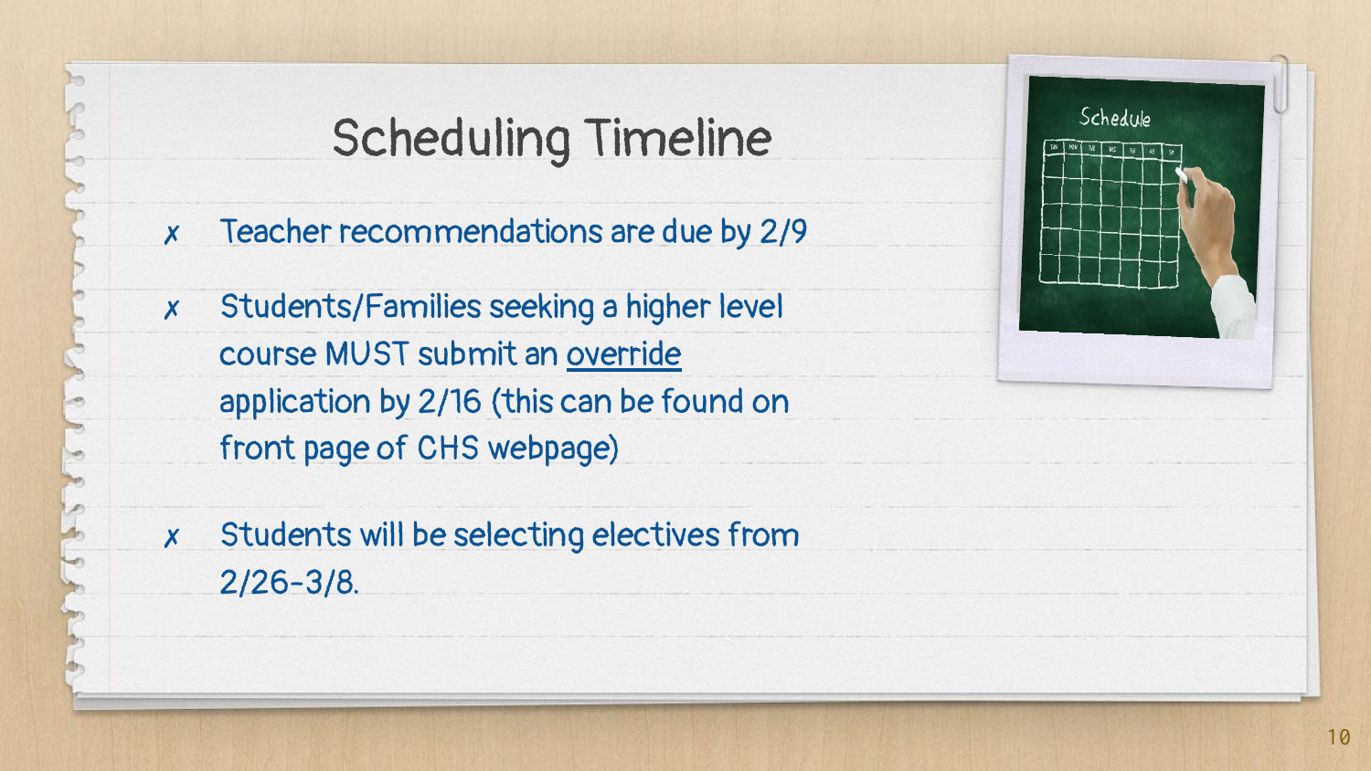# Scheduling Timeline

- Teacher recommendations are due by 2/9
- Students/Families seeking a higher level course MUST submit an override application by 2/16 (this can be found on front page of CHS webpage)
- Students will be selecting electives from 2/26-3/8.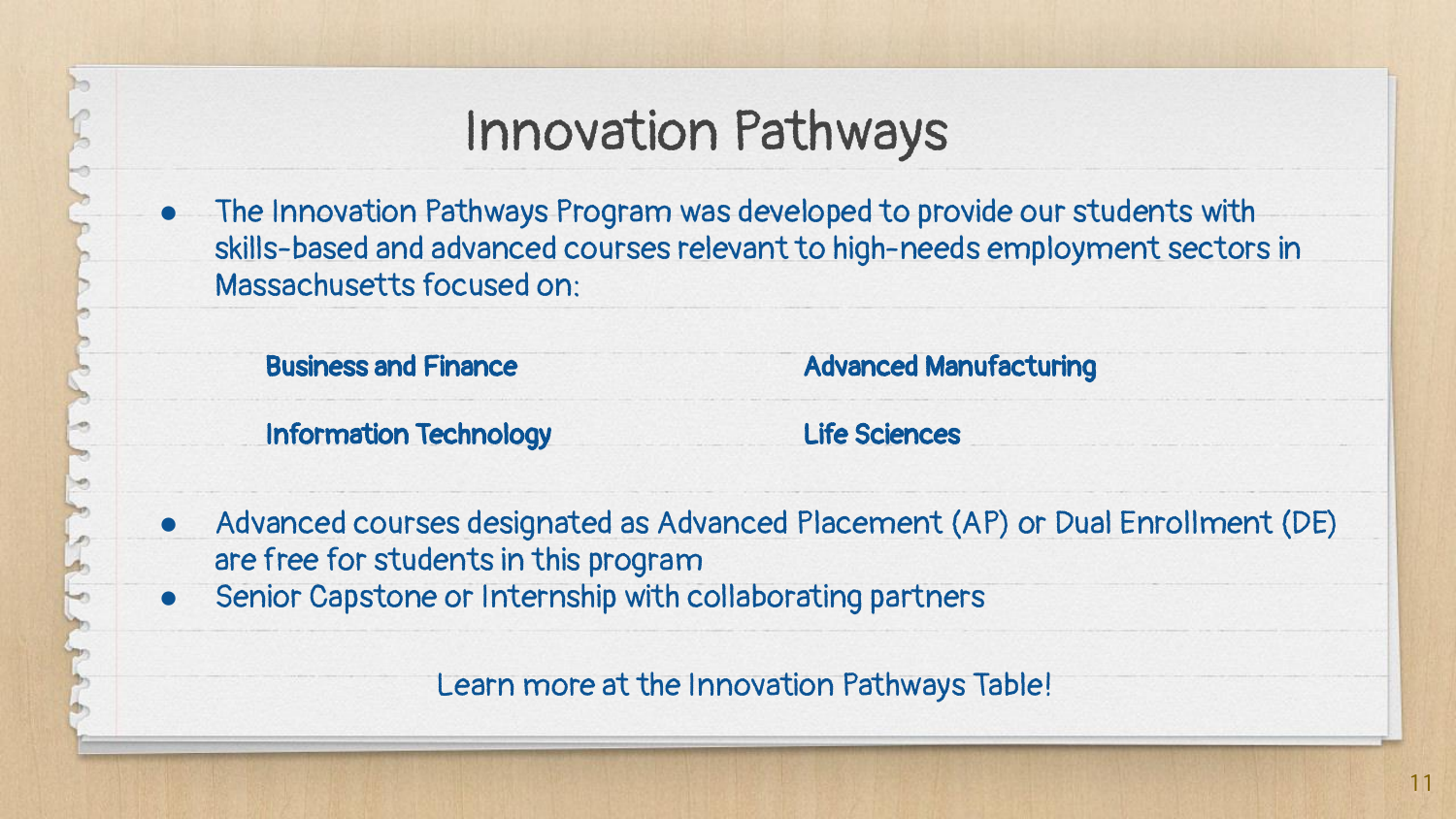# Innovation Pathways

- The Innovation Pathways Program was developed to provide our students with skills-based and advanced courses relevant to high-needs employment sectors in Massachusetts focused on:

  **Business and Finance**

  **Advanced Manufacturing**

  **Information Technology**

  **Life Sciences**

- Advanced courses designated as Advanced Placement (AP) or Dual Enrollment (DE) are free for students in this program
- Senior Capstone or Internship with collaborating partners

Learn more at the Innovation Pathways Table!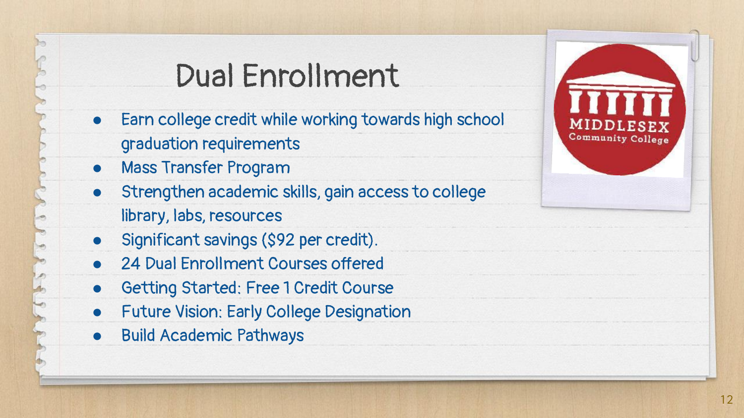# Dual Enrollment

- Earn college credit while working towards high school graduation requirements
- Mass Transfer Program
- Strengthen academic skills, gain access to college library, labs, resources
- Significant savings ($92 per credit).
- 24 Dual Enrollment Courses offered
- Getting Started: Free 1 Credit Course
- Future Vision: Early College Designation
- Build Academic Pathways

MIDDLESEX Community College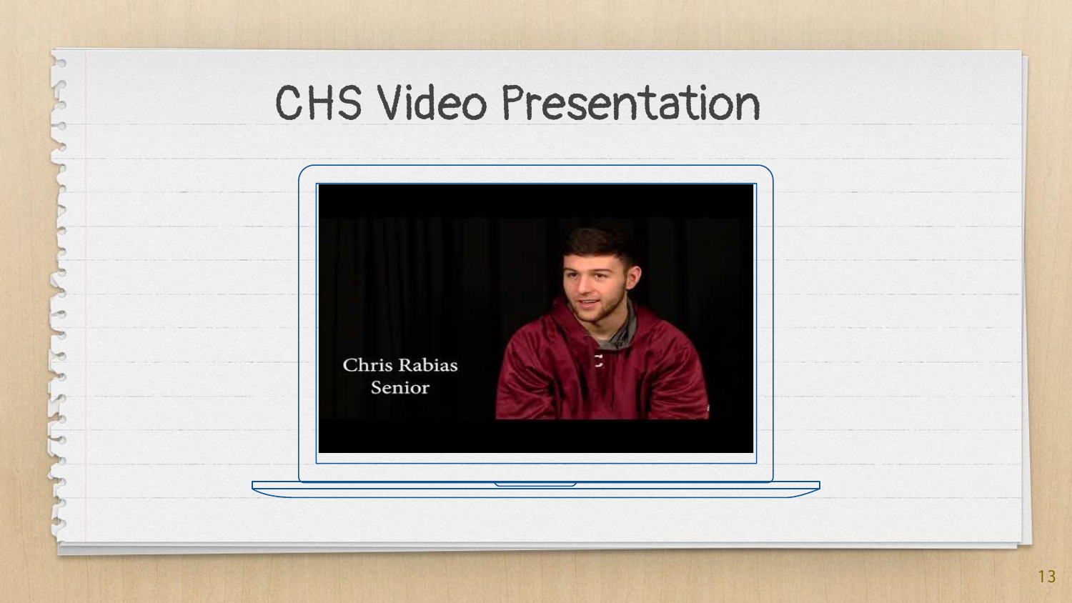# CHS Video Presentation

Chris Rabias
Senior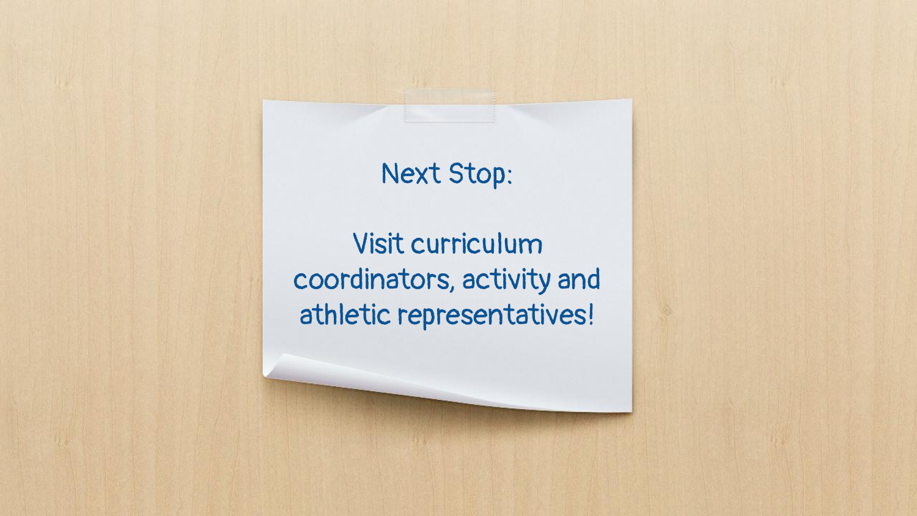Next Stop:

Visit curriculum coordinators, activity and athletic representatives!